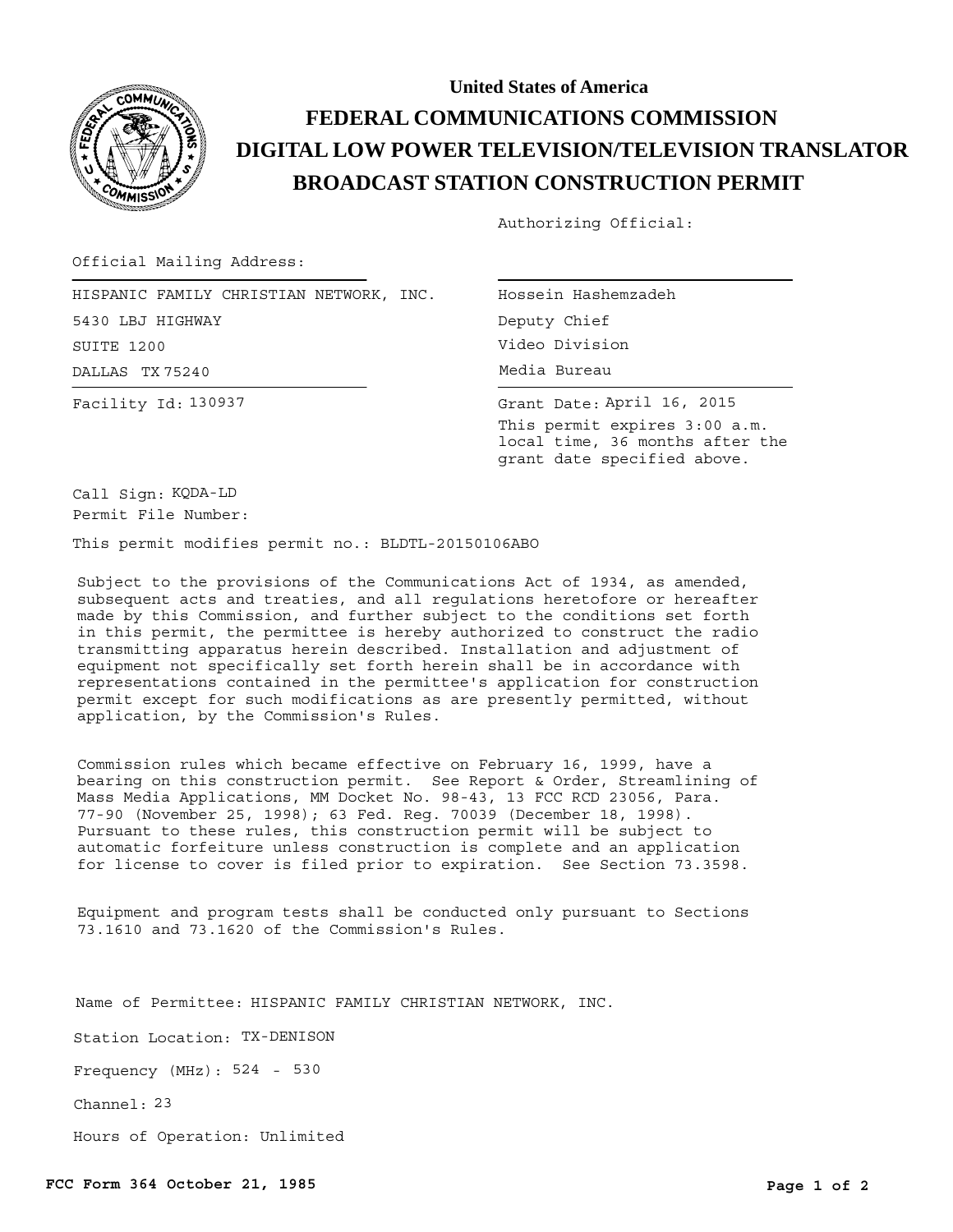**United States of America**

# FEDERAL COMMUNICATIONS COMMISSION

## DIGITAL LOW POWER TELEVISION/TELEVISION TRANSLATOR BROADCAST STATION CONSTRUCTION PERMIT

Official Mailing Address:

HISPANIC FAMILY CHRISTIAN NETWORK, INC.
5430 LBJ HIGHWAY
SUITE 1200
DALLAS TX 75240

Facility Id: 130937

Authorizing Official:

Hossein Hashemzadeh
Deputy Chief
Video Division
Media Bureau

Grant Date: April 16, 2015

This permit expires 3:00 a.m. local time, 36 months after the grant date specified above.

Call Sign: KQDA-LD

Permit File Number:

This permit modifies permit no.: BLDTL-20150106ABO

Subject to the provisions of the Communications Act of 1934, as amended, subsequent acts and treaties, and all regulations heretofore or hereafter made by this Commission, and further subject to the conditions set forth in this permit, the permittee is hereby authorized to construct the radio transmitting apparatus herein described. Installation and adjustment of equipment not specifically set forth herein shall be in accordance with representations contained in the permittee's application for construction permit except for such modifications as are presently permitted, without application, by the Commission's Rules.

Commission rules which became effective on February 16, 1999, have a bearing on this construction permit. See Report & Order, Streamlining of Mass Media Applications, MM Docket No. 98-43, 13 FCC RCD 23056, Para. 77-90 (November 25, 1998); 63 Fed. Reg. 70039 (December 18, 1998). Pursuant to these rules, this construction permit will be subject to automatic forfeiture unless construction is complete and an application for license to cover is filed prior to expiration. See Section 73.3598.

Equipment and program tests shall be conducted only pursuant to Sections 73.1610 and 73.1620 of the Commission's Rules.

Name of Permittee: HISPANIC FAMILY CHRISTIAN NETWORK, INC.

Station Location: TX-DENISON

Frequency (MHz): 524 - 530

Channel: 23

Hours of Operation: Unlimited

FCC Form 364 October 21, 1985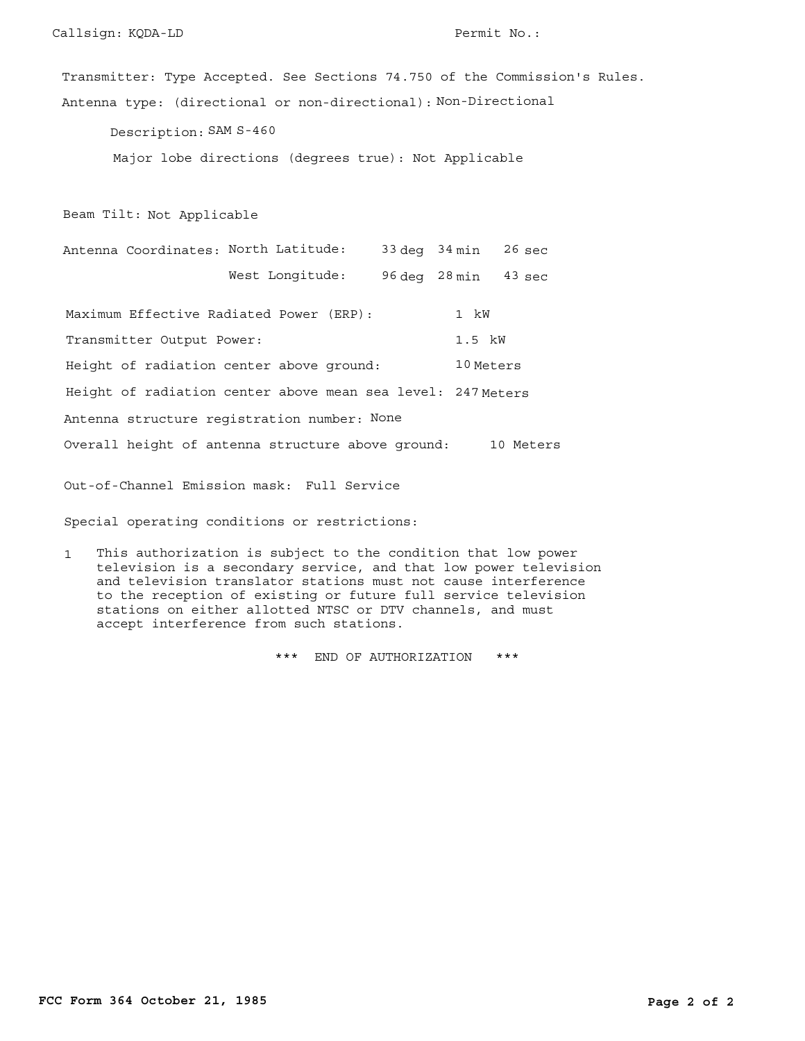Callsign: KQDA-LD Permit No.:

Transmitter: Type Accepted. See Sections 74.750 of the Commission's Rules.

Antenna type: (directional or non-directional): Non-Directional

Description: SAM S-460

Major lobe directions (degrees true): Not Applicable

Beam Tilt: Not Applicable

Antenna Coordinates: North Latitude: 33 deg 34 min 26 sec

West Longitude: 96 deg 28 min 43 sec

Maximum Effective Radiated Power (ERP): 1 kW

Transmitter Output Power: 1.5 kW

Height of radiation center above ground: 10 Meters

Height of radiation center above mean sea level: 247 Meters

Antenna structure registration number: None

Overall height of antenna structure above ground: 10 Meters

Out-of-Channel Emission mask: Full Service

Special operating conditions or restrictions:

1 This authorization is subject to the condition that low power television is a secondary service, and that low power television and television translator stations must not cause interference to the reception of existing or future full service television stations on either allotted NTSC or DTV channels, and must accept interference from such stations.

*** END OF AUTHORIZATION ***

**FCC Form 364 October 21, 1985**